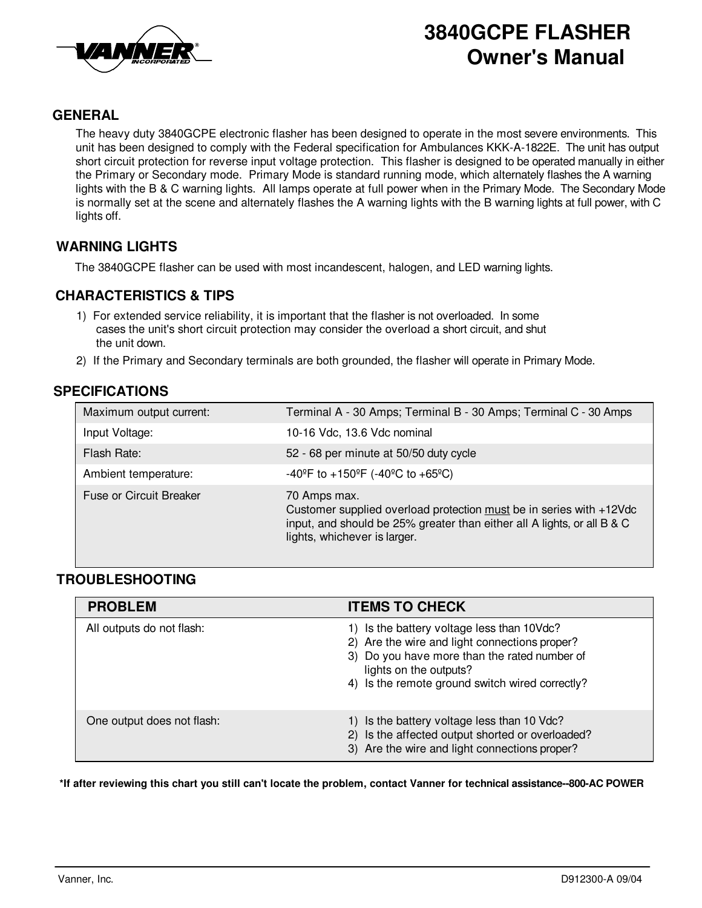# 3840GCPE FLASHER
# Owner's Manual

## GENERAL

The heavy duty 3840GCPE electronic flasher has been designed to operate in the most severe environments. This unit has been designed to comply with the Federal specification for Ambulances KKK-A-1822E. The unit has output short circuit protection for reverse input voltage protection. This flasher is designed to be operated manually in either the Primary or Secondary mode. Primary Mode is standard running mode, which alternately flashes the A warning lights with the B & C warning lights. All lamps operate at full power when in the Primary Mode. The Secondary Mode is normally set at the scene and alternately flashes the A warning lights with the B warning lights at full power, with C lights off.

## WARNING LIGHTS

The 3840GCPE flasher can be used with most incandescent, halogen, and LED warning lights.

## CHARACTERISTICS & TIPS

1) For extended service reliability, it is important that the flasher is not overloaded. In some cases the unit's short circuit protection may consider the overload a short circuit, and shut the unit down.
2) If the Primary and Secondary terminals are both grounded, the flasher will operate in Primary Mode.

## SPECIFICATIONS

| | |
|---|---|
| Maximum output current: | Terminal A - 30 Amps; Terminal B - 30 Amps; Terminal C - 30 Amps |
| Input Voltage: | 10-16 Vdc, 13.6 Vdc nominal |
| Flash Rate: | 52 - 68 per minute at 50/50 duty cycle |
| Ambient temperature: | -40ºF to +150ºF (-40ºC to +65ºC) |
| Fuse or Circuit Breaker | 70 Amps max.<br>Customer supplied overload protection <u>must</u> be in series with +12Vdc input, and should be 25% greater than either all A lights, or all B & C lights, whichever is larger. |

## TROUBLESHOOTING

| PROBLEM | ITEMS TO CHECK |
|---|---|
| All outputs do not flash: | 1) Is the battery voltage less than 10Vdc?<br>2) Are the wire and light connections proper?<br>3) Do you have more than the rated number of lights on the outputs?<br>4) Is the remote ground switch wired correctly? |
| One output does not flash: | 1) Is the battery voltage less than 10 Vdc?<br>2) Is the affected output shorted or overloaded?<br>3) Are the wire and light connections proper? |

**\*If after reviewing this chart you still can't locate the problem, contact Vanner for technical assistance--800-AC POWER**

Vanner, Inc. D912300-A 09/04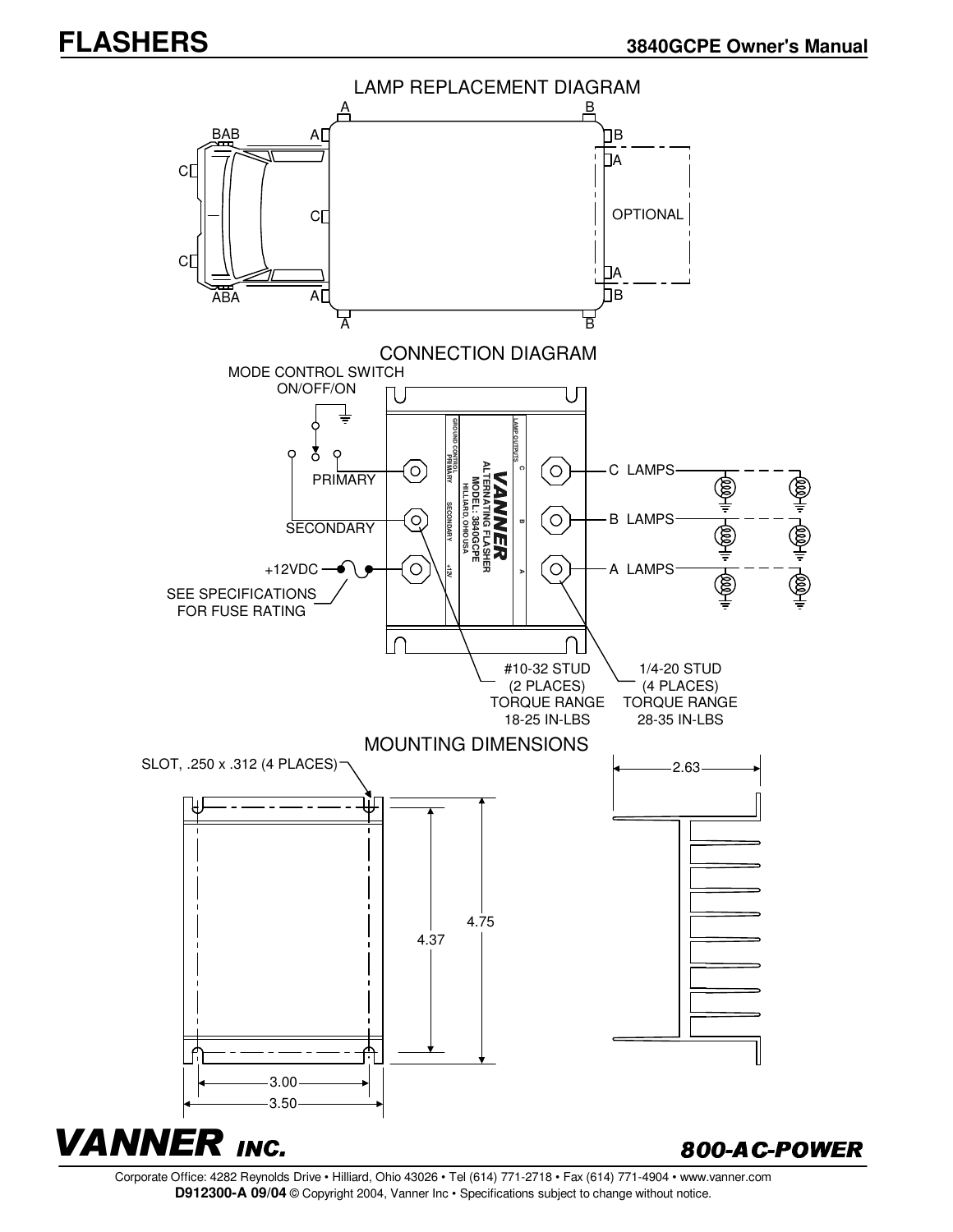# FLASHERS

## LAMP REPLACEMENT DIAGRAM

A B

BAB A B

C A

C OPTIONAL

C A

ABA A B

A B

## CONNECTION DIAGRAM

MODE CONTROL SWITCH ON/OFF/ON

PRIMARY

SECONDARY

+12VDC

SEE SPECIFICATIONS FOR FUSE RATING

GROUND CONTROL PRIMARY SECONDARY +12V

VANNER ALTERNATING FLASHER MODEL: 3840GCPE HILLIARD, OHIO USA

LAMP OUTPUTS C B A

C LAMPS

B LAMPS

A LAMPS

#10-32 STUD (2 PLACES) TORQUE RANGE 18-25 IN-LBS

1/4-20 STUD (4 PLACES) TORQUE RANGE 28-35 IN-LBS

## MOUNTING DIMENSIONS

SLOT, .250 x .312 (4 PLACES)

2.63

4.37

4.75

3.00

3.50

**VANNER INC.** **800-AC-POWER**

Corporate Office: 4282 Reynolds Drive • Hilliard, Ohio 43026 • Tel (614) 771-2718 • Fax (614) 771-4904 • www.vanner.com

**D912300-A 09/04** © Copyright 2004, Vanner Inc • Specifications subject to change without notice.